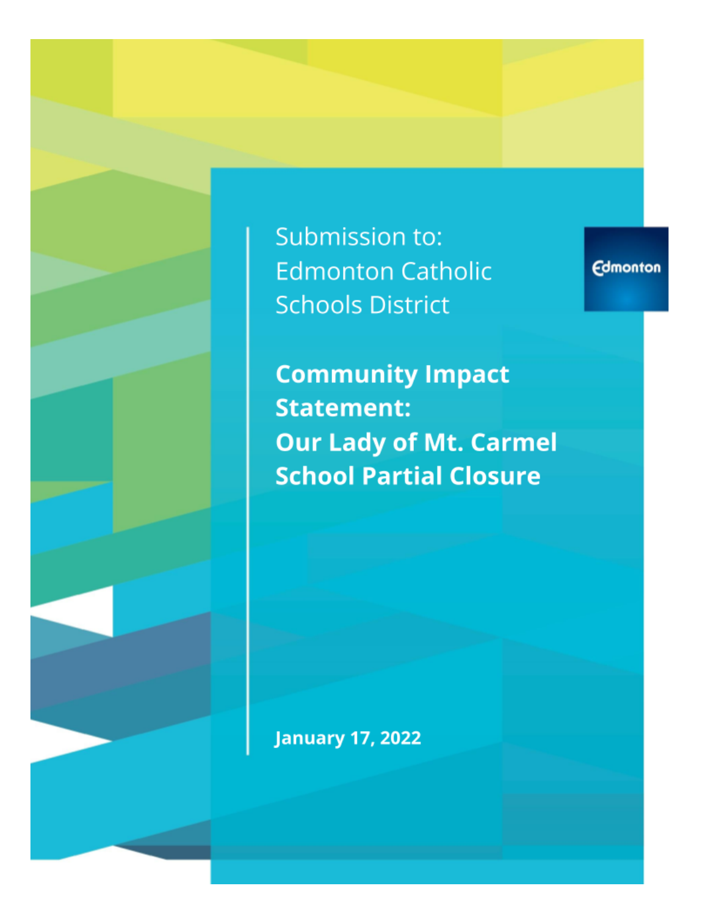Submission to:
Edmonton Catholic
Schools District

# Community Impact Statement: Our Lady of Mt. Carmel School Partial Closure

**January 17, 2022**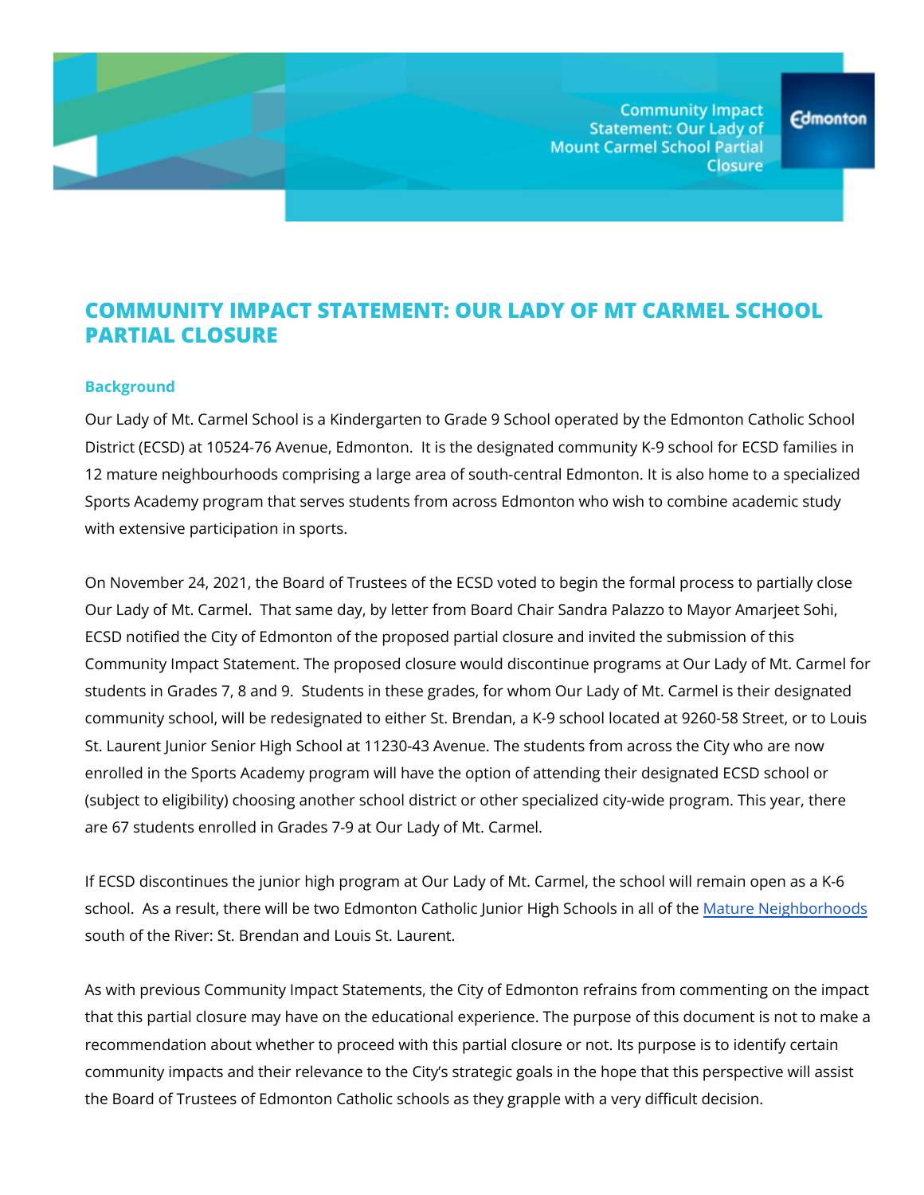# COMMUNITY IMPACT STATEMENT: OUR LADY OF MT CARMEL SCHOOL PARTIAL CLOSURE

## Background

Our Lady of Mt. Carmel School is a Kindergarten to Grade 9 School operated by the Edmonton Catholic School District (ECSD) at 10524-76 Avenue, Edmonton. It is the designated community K-9 school for ECSD families in 12 mature neighbourhoods comprising a large area of south-central Edmonton. It is also home to a specialized Sports Academy program that serves students from across Edmonton who wish to combine academic study with extensive participation in sports.

On November 24, 2021, the Board of Trustees of the ECSD voted to begin the formal process to partially close Our Lady of Mt. Carmel. That same day, by letter from Board Chair Sandra Palazzo to Mayor Amarjeet Sohi, ECSD notified the City of Edmonton of the proposed partial closure and invited the submission of this Community Impact Statement. The proposed closure would discontinue programs at Our Lady of Mt. Carmel for students in Grades 7, 8 and 9. Students in these grades, for whom Our Lady of Mt. Carmel is their designated community school, will be redesignated to either St. Brendan, a K-9 school located at 9260-58 Street, or to Louis St. Laurent Junior Senior High School at 11230-43 Avenue. The students from across the City who are now enrolled in the Sports Academy program will have the option of attending their designated ECSD school or (subject to eligibility) choosing another school district or other specialized city-wide program. This year, there are 67 students enrolled in Grades 7-9 at Our Lady of Mt. Carmel.

If ECSD discontinues the junior high program at Our Lady of Mt. Carmel, the school will remain open as a K-6 school. As a result, there will be two Edmonton Catholic Junior High Schools in all of the Mature Neighborhoods south of the River: St. Brendan and Louis St. Laurent.

As with previous Community Impact Statements, the City of Edmonton refrains from commenting on the impact that this partial closure may have on the educational experience. The purpose of this document is not to make a recommendation about whether to proceed with this partial closure or not. Its purpose is to identify certain community impacts and their relevance to the City's strategic goals in the hope that this perspective will assist the Board of Trustees of Edmonton Catholic schools as they grapple with a very difficult decision.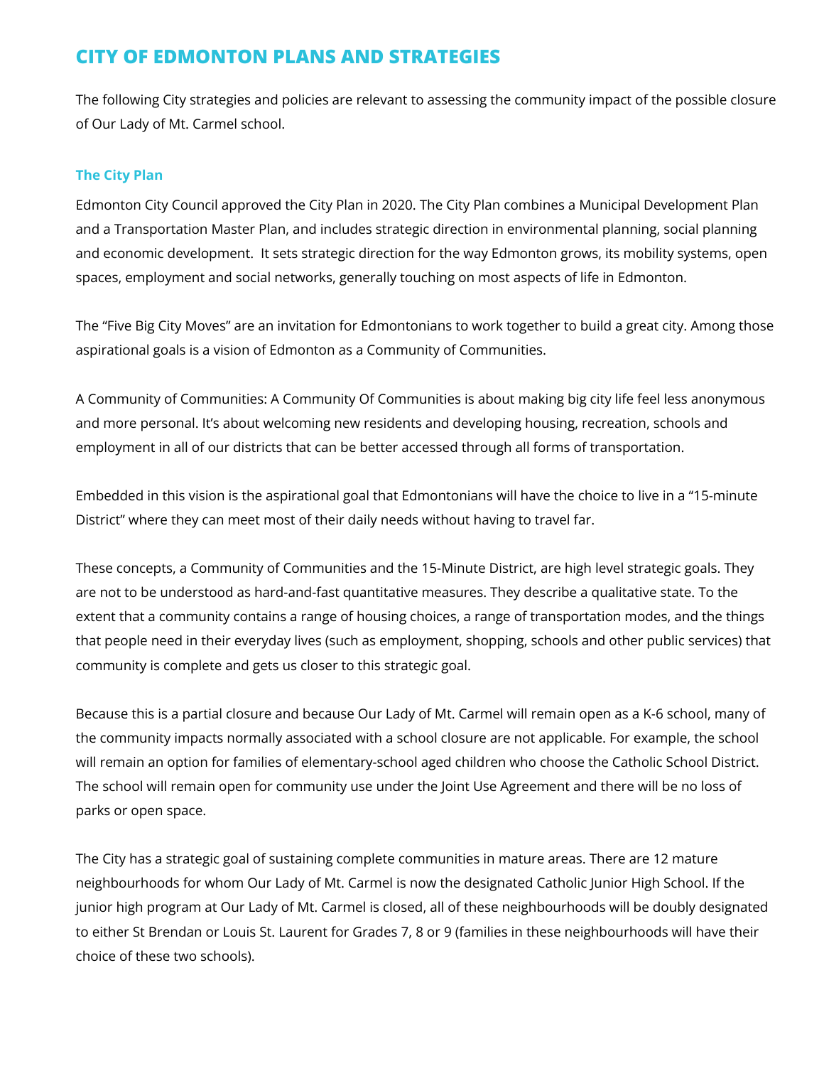# CITY OF EDMONTON PLANS AND STRATEGIES

The following City strategies and policies are relevant to assessing the community impact of the possible closure of Our Lady of Mt. Carmel school.

## The City Plan

Edmonton City Council approved the City Plan in 2020. The City Plan combines a Municipal Development Plan and a Transportation Master Plan, and includes strategic direction in environmental planning, social planning and economic development. It sets strategic direction for the way Edmonton grows, its mobility systems, open spaces, employment and social networks, generally touching on most aspects of life in Edmonton.

The "Five Big City Moves" are an invitation for Edmontonians to work together to build a great city. Among those aspirational goals is a vision of Edmonton as a Community of Communities.

A Community of Communities: A Community Of Communities is about making big city life feel less anonymous and more personal. It's about welcoming new residents and developing housing, recreation, schools and employment in all of our districts that can be better accessed through all forms of transportation.

Embedded in this vision is the aspirational goal that Edmontonians will have the choice to live in a "15-minute District" where they can meet most of their daily needs without having to travel far.

These concepts, a Community of Communities and the 15-Minute District, are high level strategic goals. They are not to be understood as hard-and-fast quantitative measures. They describe a qualitative state. To the extent that a community contains a range of housing choices, a range of transportation modes, and the things that people need in their everyday lives (such as employment, shopping, schools and other public services) that community is complete and gets us closer to this strategic goal.

Because this is a partial closure and because Our Lady of Mt. Carmel will remain open as a K-6 school, many of the community impacts normally associated with a school closure are not applicable. For example, the school will remain an option for families of elementary-school aged children who choose the Catholic School District. The school will remain open for community use under the Joint Use Agreement and there will be no loss of parks or open space.

The City has a strategic goal of sustaining complete communities in mature areas. There are 12 mature neighbourhoods for whom Our Lady of Mt. Carmel is now the designated Catholic Junior High School. If the junior high program at Our Lady of Mt. Carmel is closed, all of these neighbourhoods will be doubly designated to either St Brendan or Louis St. Laurent for Grades 7, 8 or 9 (families in these neighbourhoods will have their choice of these two schools).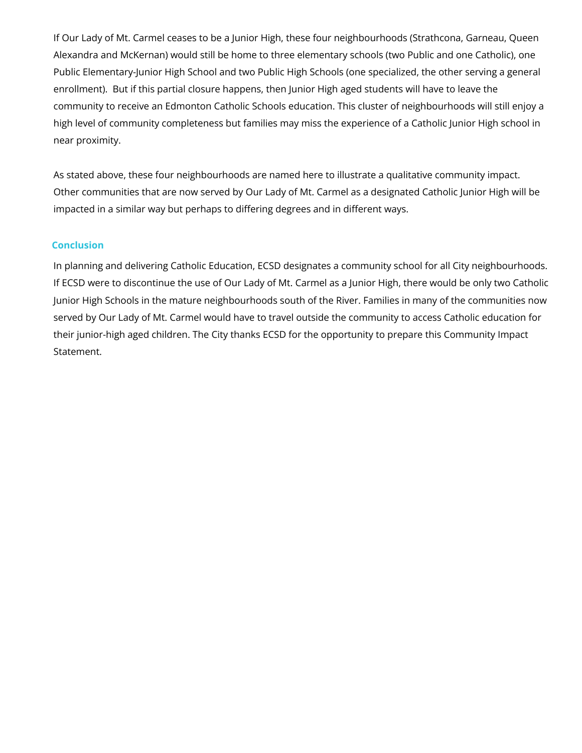If Our Lady of Mt. Carmel ceases to be a Junior High, these four neighbourhoods (Strathcona, Garneau, Queen Alexandra and McKernan) would still be home to three elementary schools (two Public and one Catholic), one Public Elementary-Junior High School and two Public High Schools (one specialized, the other serving a general enrollment). But if this partial closure happens, then Junior High aged students will have to leave the community to receive an Edmonton Catholic Schools education. This cluster of neighbourhoods will still enjoy a high level of community completeness but families may miss the experience of a Catholic Junior High school in near proximity.

As stated above, these four neighbourhoods are named here to illustrate a qualitative community impact. Other communities that are now served by Our Lady of Mt. Carmel as a designated Catholic Junior High will be impacted in a similar way but perhaps to differing degrees and in different ways.

## Conclusion

In planning and delivering Catholic Education, ECSD designates a community school for all City neighbourhoods. If ECSD were to discontinue the use of Our Lady of Mt. Carmel as a Junior High, there would be only two Catholic Junior High Schools in the mature neighbourhoods south of the River. Families in many of the communities now served by Our Lady of Mt. Carmel would have to travel outside the community to access Catholic education for their junior-high aged children. The City thanks ECSD for the opportunity to prepare this Community Impact Statement.